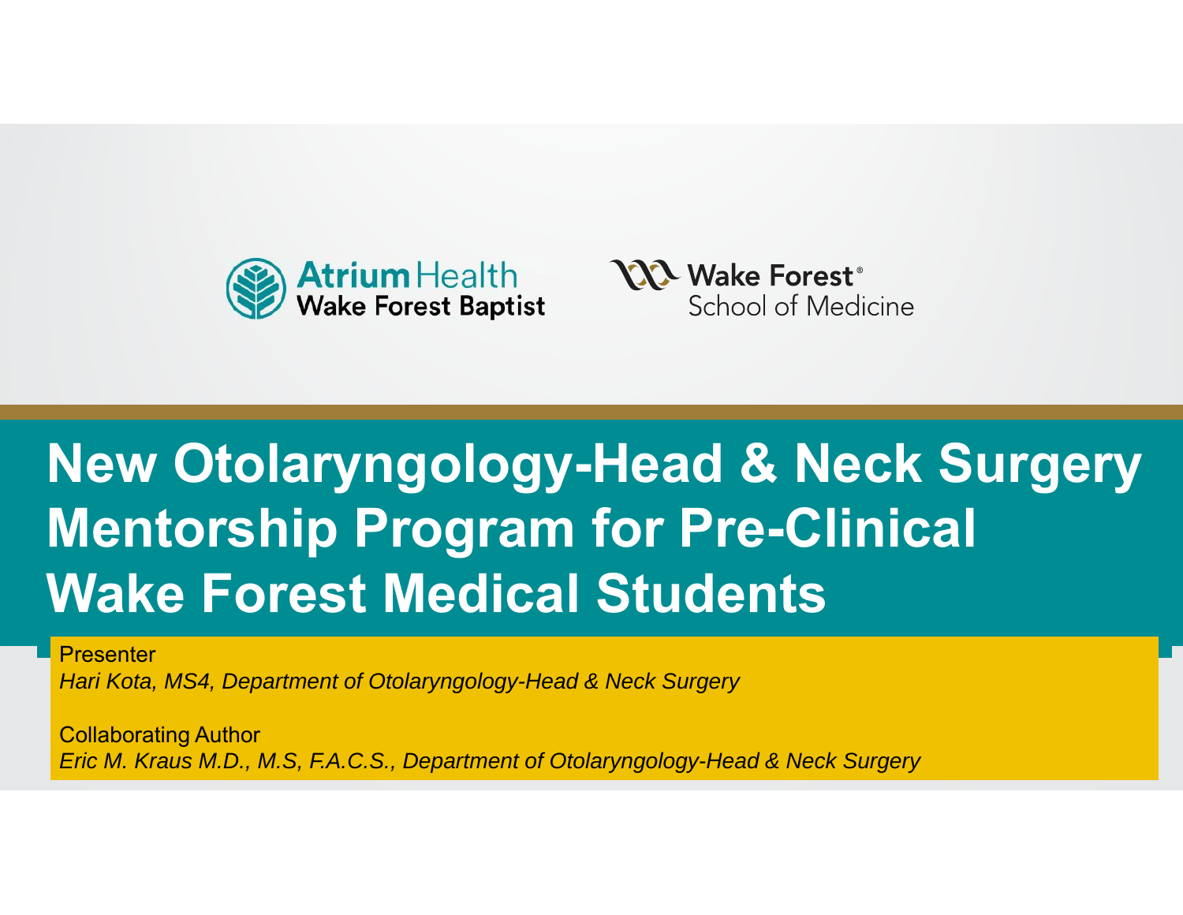Atrium Health
Wake Forest Baptist

Wake Forest®
School of Medicine

# New Otolaryngology-Head & Neck Surgery Mentorship Program for Pre-Clinical Wake Forest Medical Students

Presenter
*Hari Kota, MS4, Department of Otolaryngology-Head & Neck Surgery*

Collaborating Author
*Eric M. Kraus M.D., M.S, F.A.C.S., Department of Otolaryngology-Head & Neck Surgery*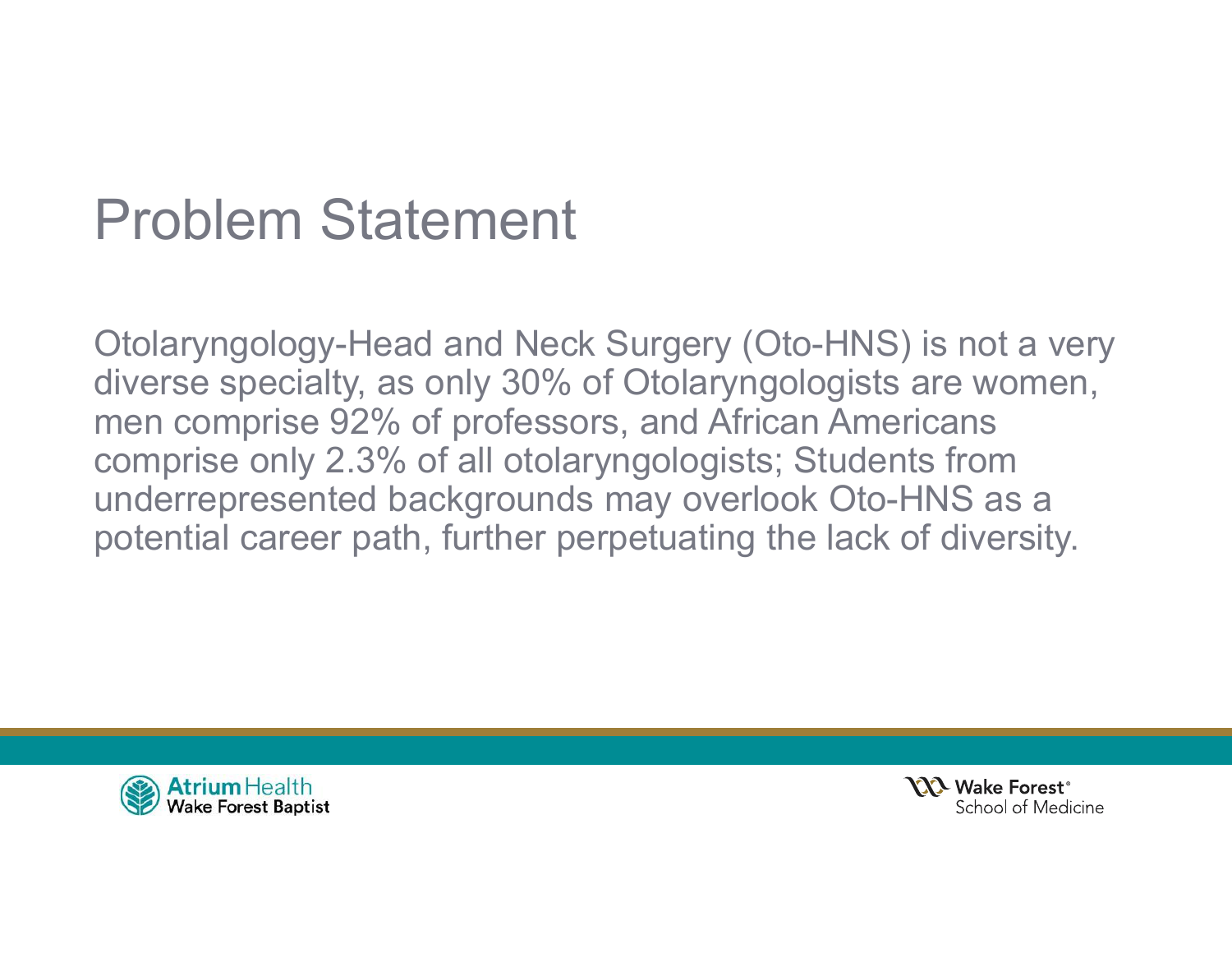# Problem Statement

Otolaryngology-Head and Neck Surgery (Oto-HNS) is not a very diverse specialty, as only 30% of Otolaryngologists are women, men comprise 92% of professors, and African Americans comprise only 2.3% of all otolaryngologists; Students from underrepresented backgrounds may overlook Oto-HNS as a potential career path, further perpetuating the lack of diversity.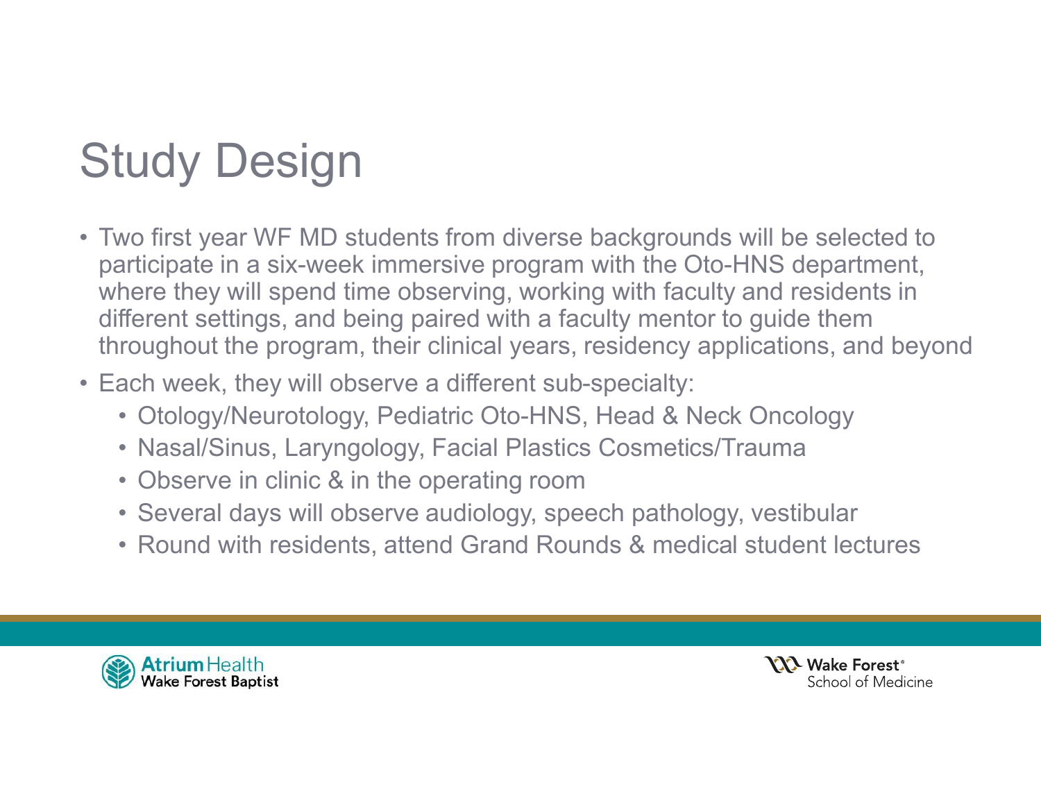# Study Design

- Two first year WF MD students from diverse backgrounds will be selected to participate in a six-week immersive program with the Oto-HNS department, where they will spend time observing, working with faculty and residents in different settings, and being paired with a faculty mentor to guide them throughout the program, their clinical years, residency applications, and beyond
- Each week, they will observe a different sub-specialty:
  - Otology/Neurotology, Pediatric Oto-HNS, Head & Neck Oncology
  - Nasal/Sinus, Laryngology, Facial Plastics Cosmetics/Trauma
  - Observe in clinic & in the operating room
  - Several days will observe audiology, speech pathology, vestibular
  - Round with residents, attend Grand Rounds & medical student lectures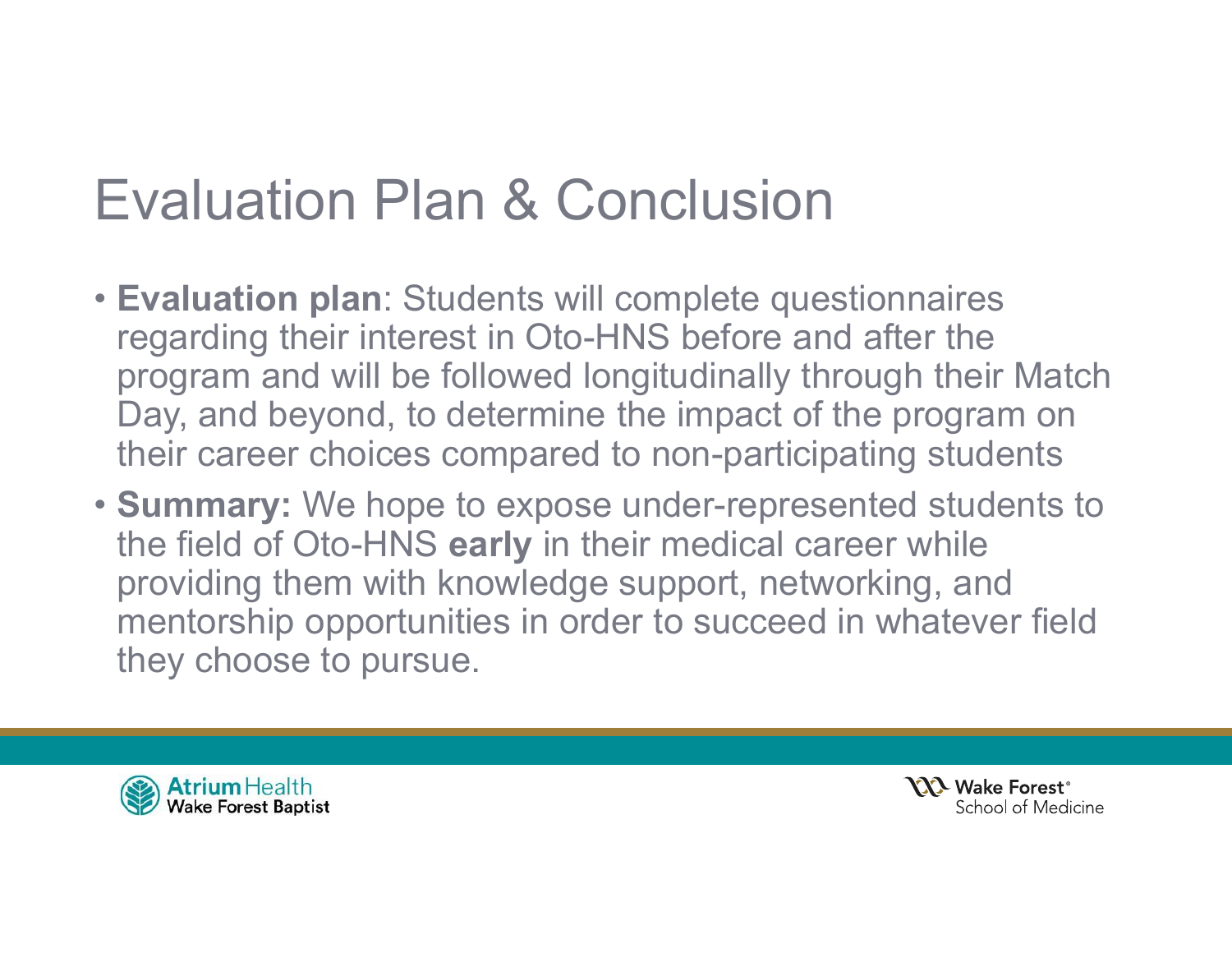# Evaluation Plan & Conclusion

- **Evaluation plan**: Students will complete questionnaires regarding their interest in Oto-HNS before and after the program and will be followed longitudinally through their Match Day, and beyond, to determine the impact of the program on their career choices compared to non-participating students
- **Summary:** We hope to expose under-represented students to the field of Oto-HNS **early** in their medical career while providing them with knowledge support, networking, and mentorship opportunities in order to succeed in whatever field they choose to pursue.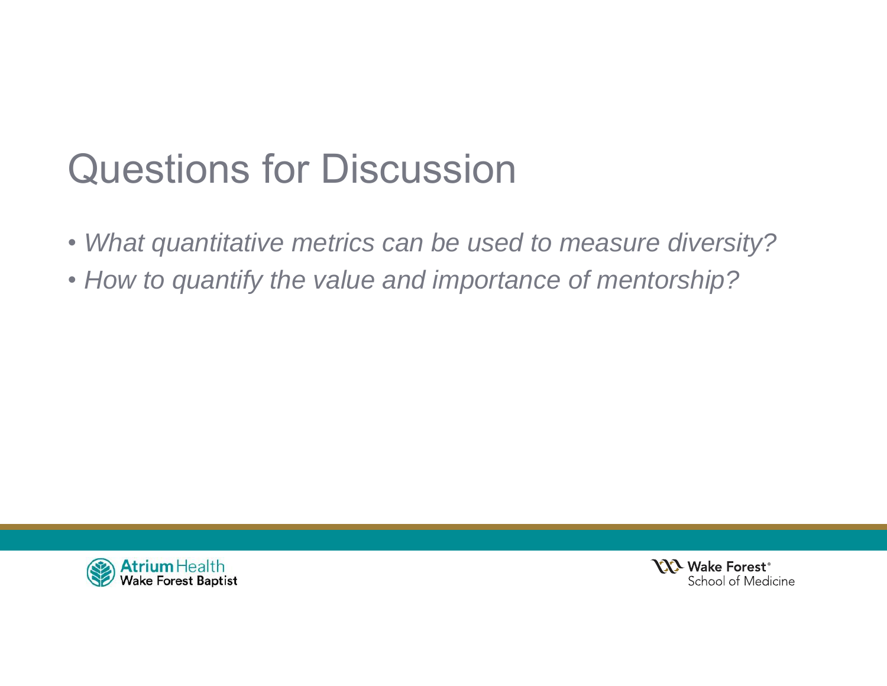# Questions for Discussion

- *What quantitative metrics can be used to measure diversity?*
- *How to quantify the value and importance of mentorship?*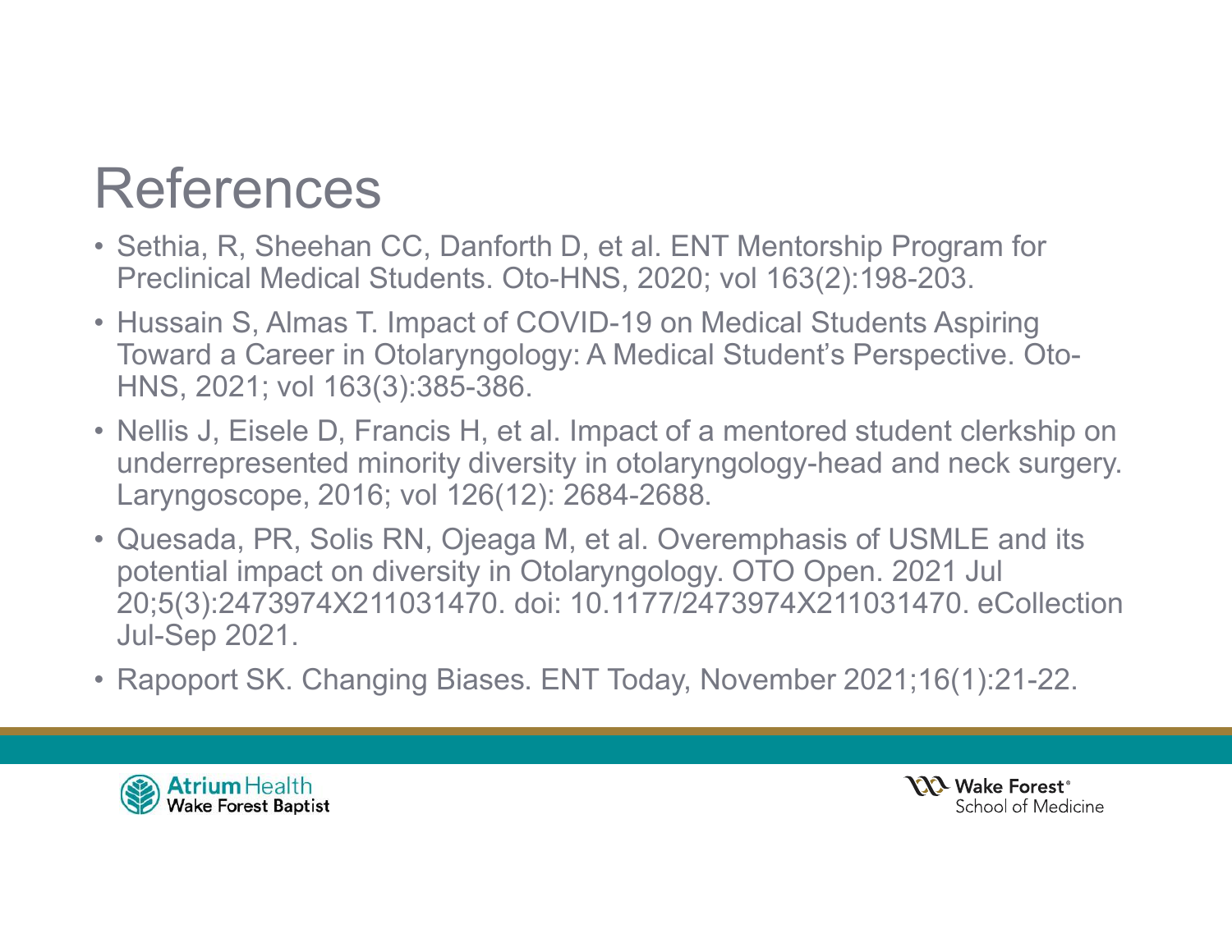# References

- Sethia, R, Sheehan CC, Danforth D, et al. ENT Mentorship Program for Preclinical Medical Students. Oto-HNS, 2020; vol 163(2):198-203.
- Hussain S, Almas T. Impact of COVID-19 on Medical Students Aspiring Toward a Career in Otolaryngology: A Medical Student's Perspective. Oto-HNS, 2021; vol 163(3):385-386.
- Nellis J, Eisele D, Francis H, et al. Impact of a mentored student clerkship on underrepresented minority diversity in otolaryngology-head and neck surgery. Laryngoscope, 2016; vol 126(12): 2684-2688.
- Quesada, PR, Solis RN, Ojeaga M, et al. Overemphasis of USMLE and its potential impact on diversity in Otolaryngology. OTO Open. 2021 Jul 20;5(3):2473974X211031470. doi: 10.1177/2473974X211031470. eCollection Jul-Sep 2021.
- Rapoport SK. Changing Biases. ENT Today, November 2021;16(1):21-22.